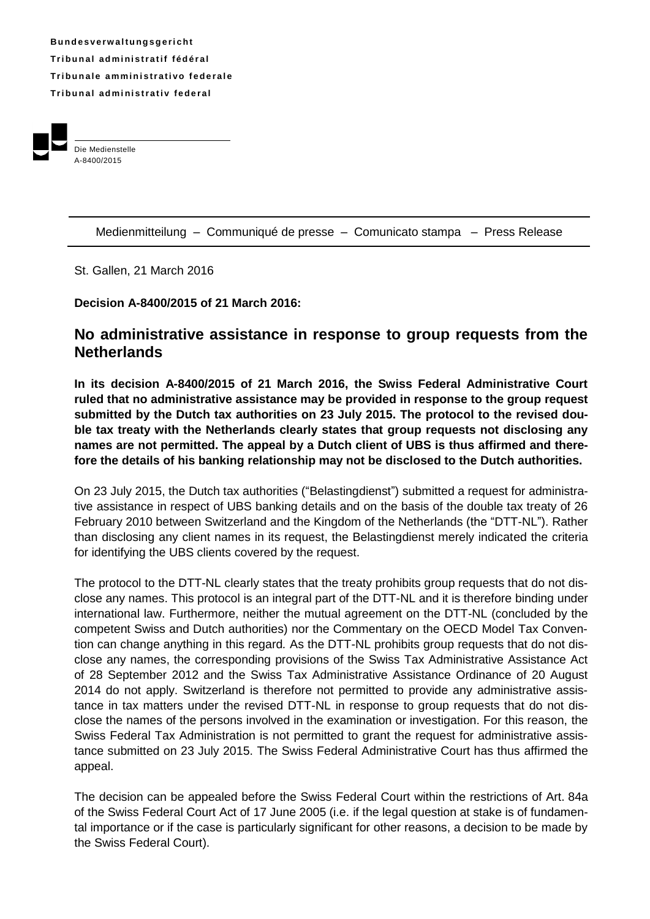**Bundesverwaltungsgericht**
**Tribunal administratif fédéral**
**Tribunale amministrativo federale**
**Tribunal administrativ federal**

Die Medienstelle
A-8400/2015

Medienmitteilung – Communiqué de presse – Comunicato stampa – Press Release

St. Gallen, 21 March 2016

**Decision A-8400/2015 of 21 March 2016:**

## No administrative assistance in response to group requests from the Netherlands

**In its decision A-8400/2015 of 21 March 2016, the Swiss Federal Administrative Court ruled that no administrative assistance may be provided in response to the group request submitted by the Dutch tax authorities on 23 July 2015. The protocol to the revised double tax treaty with the Netherlands clearly states that group requests not disclosing any names are not permitted. The appeal by a Dutch client of UBS is thus affirmed and therefore the details of his banking relationship may not be disclosed to the Dutch authorities.**

On 23 July 2015, the Dutch tax authorities ("Belastingdienst") submitted a request for administrative assistance in respect of UBS banking details and on the basis of the double tax treaty of 26 February 2010 between Switzerland and the Kingdom of the Netherlands (the "DTT-NL"). Rather than disclosing any client names in its request, the Belastingdienst merely indicated the criteria for identifying the UBS clients covered by the request.

The protocol to the DTT-NL clearly states that the treaty prohibits group requests that do not disclose any names. This protocol is an integral part of the DTT-NL and it is therefore binding under international law. Furthermore, neither the mutual agreement on the DTT-NL (concluded by the competent Swiss and Dutch authorities) nor the Commentary on the OECD Model Tax Convention can change anything in this regard. As the DTT-NL prohibits group requests that do not disclose any names, the corresponding provisions of the Swiss Tax Administrative Assistance Act of 28 September 2012 and the Swiss Tax Administrative Assistance Ordinance of 20 August 2014 do not apply. Switzerland is therefore not permitted to provide any administrative assistance in tax matters under the revised DTT-NL in response to group requests that do not disclose the names of the persons involved in the examination or investigation. For this reason, the Swiss Federal Tax Administration is not permitted to grant the request for administrative assistance submitted on 23 July 2015. The Swiss Federal Administrative Court has thus affirmed the appeal.

The decision can be appealed before the Swiss Federal Court within the restrictions of Art. 84a of the Swiss Federal Court Act of 17 June 2005 (i.e. if the legal question at stake is of fundamental importance or if the case is particularly significant for other reasons, a decision to be made by the Swiss Federal Court).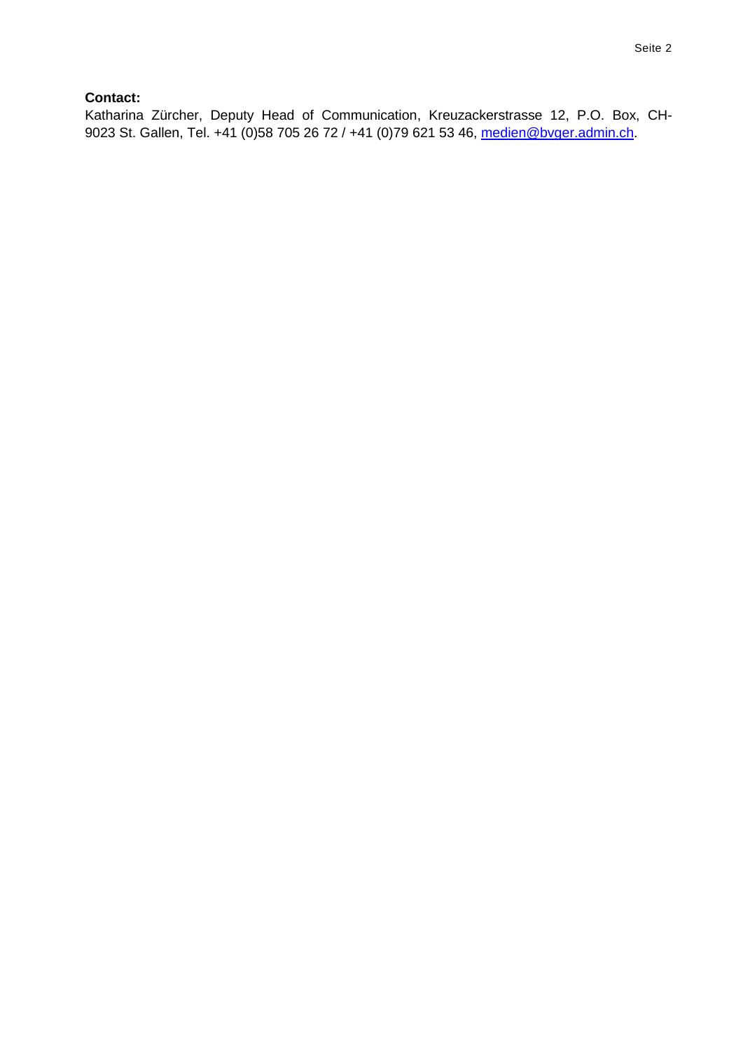**Contact:**

Katharina Zürcher, Deputy Head of Communication, Kreuzackerstrasse 12, P.O. Box, CH-9023 St. Gallen, Tel. +41 (0)58 705 26 72 / +41 (0)79 621 53 46, medien@bvger.admin.ch.